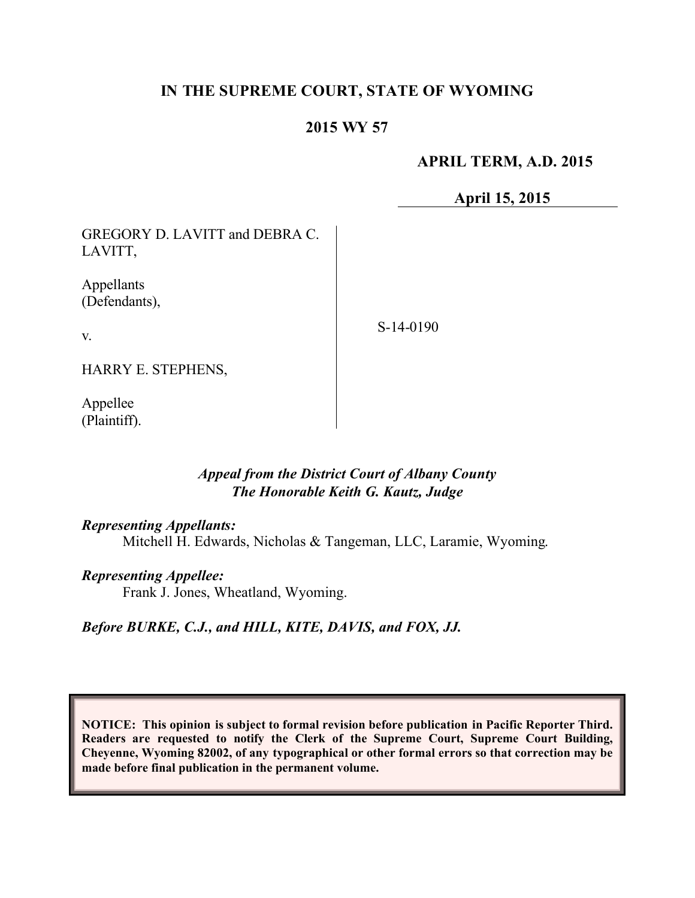# IN THE SUPREME COURT, STATE OF WYOMING

## 2015 WY 57

**APRIL TERM, A.D. 2015**

**April 15, 2015**

| | |
|---|---|
| GREGORY D. LAVITT and DEBRA C. LAVITT,<br><br>Appellants (Defendants),<br><br>v.<br><br>HARRY E. STEPHENS,<br><br>Appellee (Plaintiff). | S-14-0190 |

***Appeal from the District Court of Albany County***
***The Honorable Keith G. Kautz, Judge***

***Representing Appellants:***
Mitchell H. Edwards, Nicholas & Tangeman, LLC, Laramie, Wyoming.

***Representing Appellee:***
Frank J. Jones, Wheatland, Wyoming.

***Before BURKE, C.J., and HILL, KITE, DAVIS, and FOX, JJ.***

**NOTICE: This opinion is subject to formal revision before publication in Pacific Reporter Third. Readers are requested to notify the Clerk of the Supreme Court, Supreme Court Building, Cheyenne, Wyoming 82002, of any typographical or other formal errors so that correction may be made before final publication in the permanent volume.**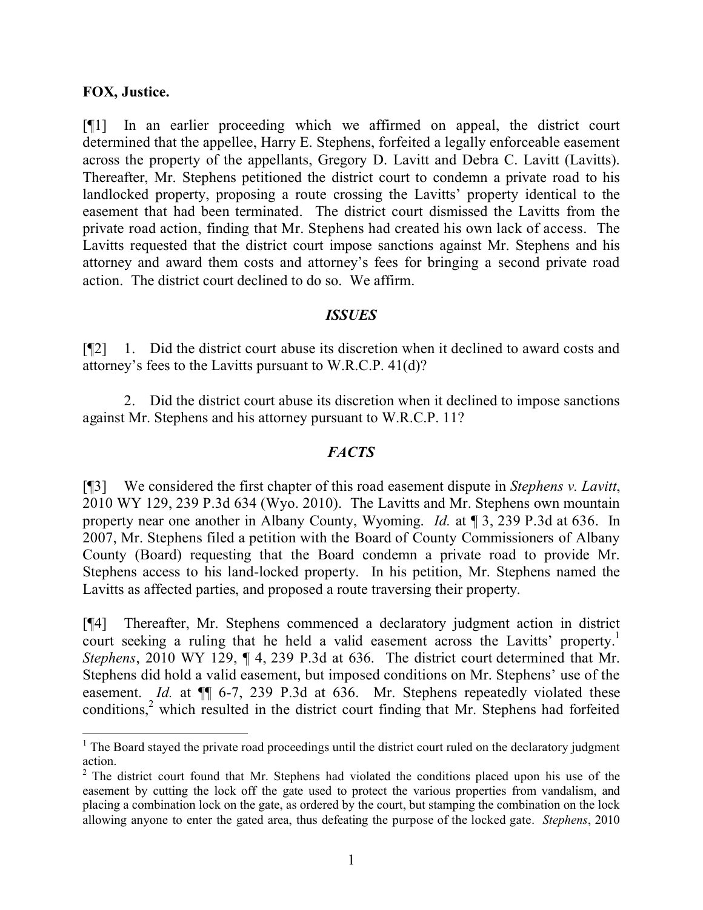**FOX, Justice.**

[¶1] In an earlier proceeding which we affirmed on appeal, the district court determined that the appellee, Harry E. Stephens, forfeited a legally enforceable easement across the property of the appellants, Gregory D. Lavitt and Debra C. Lavitt (Lavitts). Thereafter, Mr. Stephens petitioned the district court to condemn a private road to his landlocked property, proposing a route crossing the Lavitts' property identical to the easement that had been terminated. The district court dismissed the Lavitts from the private road action, finding that Mr. Stephens had created his own lack of access. The Lavitts requested that the district court impose sanctions against Mr. Stephens and his attorney and award them costs and attorney's fees for bringing a second private road action. The district court declined to do so. We affirm.

## *ISSUES*

[¶2] 1. Did the district court abuse its discretion when it declined to award costs and attorney's fees to the Lavitts pursuant to W.R.C.P. 41(d)?

2. Did the district court abuse its discretion when it declined to impose sanctions against Mr. Stephens and his attorney pursuant to W.R.C.P. 11?

## *FACTS*

[¶3] We considered the first chapter of this road easement dispute in *Stephens v. Lavitt*, 2010 WY 129, 239 P.3d 634 (Wyo. 2010). The Lavitts and Mr. Stephens own mountain property near one another in Albany County, Wyoming. *Id.* at ¶ 3, 239 P.3d at 636. In 2007, Mr. Stephens filed a petition with the Board of County Commissioners of Albany County (Board) requesting that the Board condemn a private road to provide Mr. Stephens access to his land-locked property. In his petition, Mr. Stephens named the Lavitts as affected parties, and proposed a route traversing their property.

[¶4] Thereafter, Mr. Stephens commenced a declaratory judgment action in district court seeking a ruling that he held a valid easement across the Lavitts' property.[1] *Stephens*, 2010 WY 129, ¶ 4, 239 P.3d at 636. The district court determined that Mr. Stephens did hold a valid easement, but imposed conditions on Mr. Stephens' use of the easement. *Id.* at ¶¶ 6-7, 239 P.3d at 636. Mr. Stephens repeatedly violated these conditions,[2] which resulted in the district court finding that Mr. Stephens had forfeited

[1] The Board stayed the private road proceedings until the district court ruled on the declaratory judgment action.

[2] The district court found that Mr. Stephens had violated the conditions placed upon his use of the easement by cutting the lock off the gate used to protect the various properties from vandalism, and placing a combination lock on the gate, as ordered by the court, but stamping the combination on the lock allowing anyone to enter the gated area, thus defeating the purpose of the locked gate. *Stephens*, 2010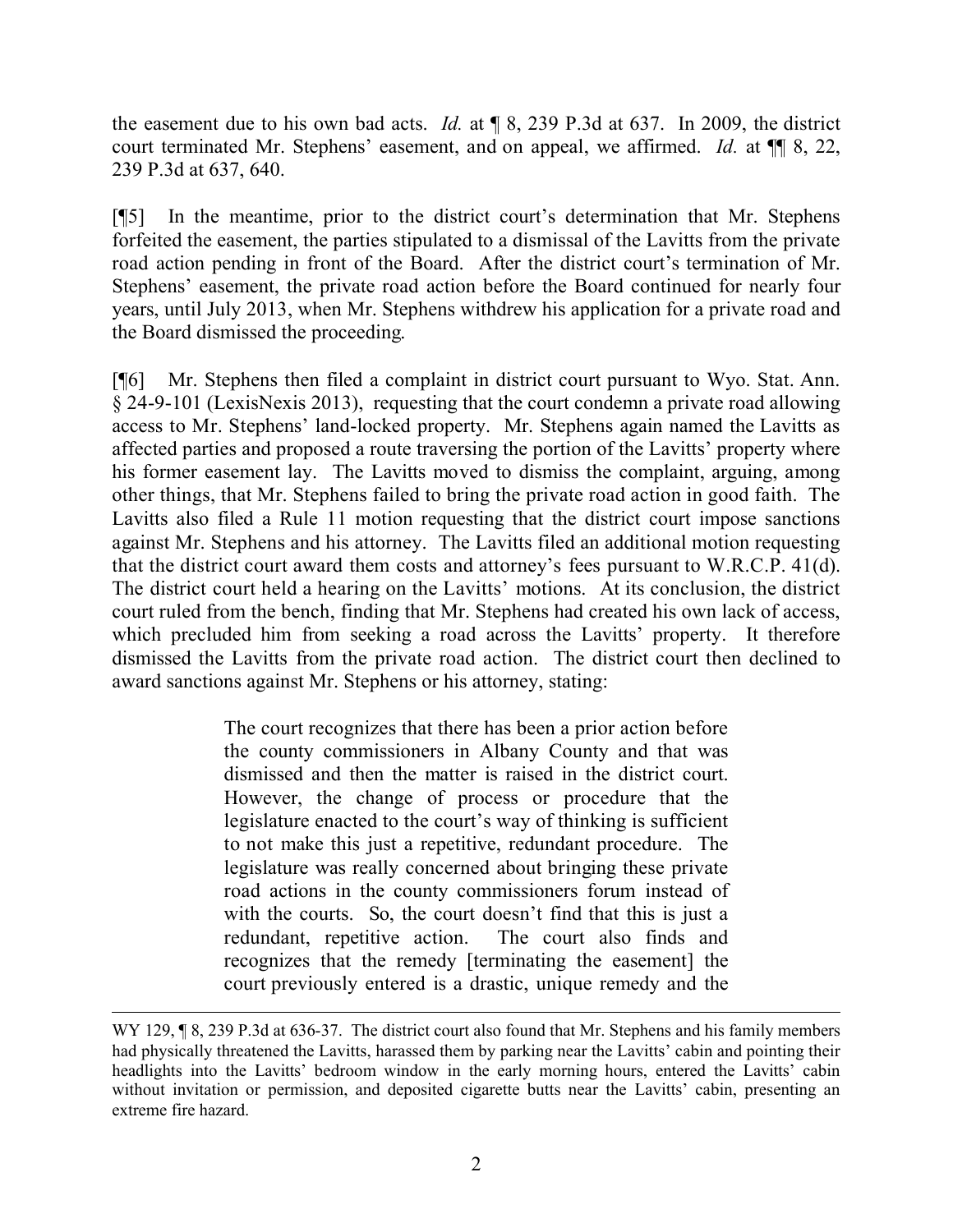the easement due to his own bad acts. *Id.* at ¶ 8, 239 P.3d at 637. In 2009, the district court terminated Mr. Stephens' easement, and on appeal, we affirmed. *Id.* at ¶¶ 8, 22, 239 P.3d at 637, 640.

[¶5] In the meantime, prior to the district court's determination that Mr. Stephens forfeited the easement, the parties stipulated to a dismissal of the Lavitts from the private road action pending in front of the Board. After the district court's termination of Mr. Stephens' easement, the private road action before the Board continued for nearly four years, until July 2013, when Mr. Stephens withdrew his application for a private road and the Board dismissed the proceeding.

[¶6] Mr. Stephens then filed a complaint in district court pursuant to Wyo. Stat. Ann. § 24-9-101 (LexisNexis 2013), requesting that the court condemn a private road allowing access to Mr. Stephens' land-locked property. Mr. Stephens again named the Lavitts as affected parties and proposed a route traversing the portion of the Lavitts' property where his former easement lay. The Lavitts moved to dismiss the complaint, arguing, among other things, that Mr. Stephens failed to bring the private road action in good faith. The Lavitts also filed a Rule 11 motion requesting that the district court impose sanctions against Mr. Stephens and his attorney. The Lavitts filed an additional motion requesting that the district court award them costs and attorney's fees pursuant to W.R.C.P. 41(d). The district court held a hearing on the Lavitts' motions. At its conclusion, the district court ruled from the bench, finding that Mr. Stephens had created his own lack of access, which precluded him from seeking a road across the Lavitts' property. It therefore dismissed the Lavitts from the private road action. The district court then declined to award sanctions against Mr. Stephens or his attorney, stating:

> The court recognizes that there has been a prior action before the county commissioners in Albany County and that was dismissed and then the matter is raised in the district court. However, the change of process or procedure that the legislature enacted to the court's way of thinking is sufficient to not make this just a repetitive, redundant procedure. The legislature was really concerned about bringing these private road actions in the county commissioners forum instead of with the courts. So, the court doesn't find that this is just a redundant, repetitive action. The court also finds and recognizes that the remedy [terminating the easement] the court previously entered is a drastic, unique remedy and the

---

WY 129, ¶ 8, 239 P.3d at 636-37. The district court also found that Mr. Stephens and his family members had physically threatened the Lavitts, harassed them by parking near the Lavitts' cabin and pointing their headlights into the Lavitts' bedroom window in the early morning hours, entered the Lavitts' cabin without invitation or permission, and deposited cigarette butts near the Lavitts' cabin, presenting an extreme fire hazard.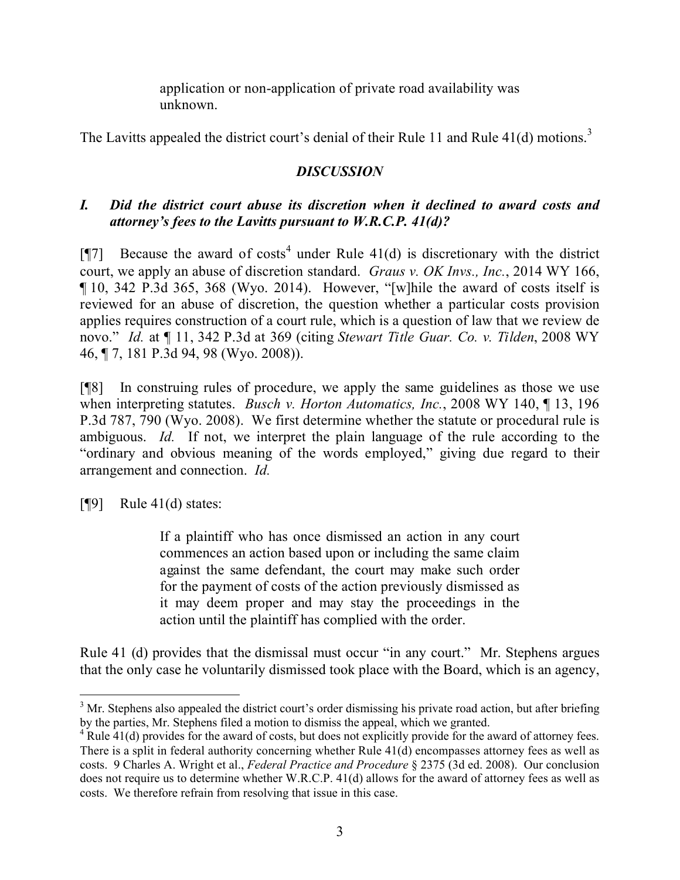application or non-application of private road availability was unknown.

The Lavitts appealed the district court's denial of their Rule 11 and Rule 41(d) motions.[3]

## *DISCUSSION*

### *I. Did the district court abuse its discretion when it declined to award costs and attorney's fees to the Lavitts pursuant to W.R.C.P. 41(d)?*

[¶7] Because the award of costs[4] under Rule 41(d) is discretionary with the district court, we apply an abuse of discretion standard. *Graus v. OK Invs., Inc.*, 2014 WY 166, ¶ 10, 342 P.3d 365, 368 (Wyo. 2014). However, "[w]hile the award of costs itself is reviewed for an abuse of discretion, the question whether a particular costs provision applies requires construction of a court rule, which is a question of law that we review de novo." *Id.* at ¶ 11, 342 P.3d at 369 (citing *Stewart Title Guar. Co. v. Tilden*, 2008 WY 46, ¶ 7, 181 P.3d 94, 98 (Wyo. 2008)).

[¶8] In construing rules of procedure, we apply the same guidelines as those we use when interpreting statutes. *Busch v. Horton Automatics, Inc.*, 2008 WY 140, ¶ 13, 196 P.3d 787, 790 (Wyo. 2008). We first determine whether the statute or procedural rule is ambiguous. *Id.* If not, we interpret the plain language of the rule according to the "ordinary and obvious meaning of the words employed," giving due regard to their arrangement and connection. *Id.*

[¶9] Rule 41(d) states:

> If a plaintiff who has once dismissed an action in any court commences an action based upon or including the same claim against the same defendant, the court may make such order for the payment of costs of the action previously dismissed as it may deem proper and may stay the proceedings in the action until the plaintiff has complied with the order.

Rule 41 (d) provides that the dismissal must occur "in any court." Mr. Stephens argues that the only case he voluntarily dismissed took place with the Board, which is an agency,

---

[3] Mr. Stephens also appealed the district court's order dismissing his private road action, but after briefing by the parties, Mr. Stephens filed a motion to dismiss the appeal, which we granted.

[4] Rule 41(d) provides for the award of costs, but does not explicitly provide for the award of attorney fees. There is a split in federal authority concerning whether Rule 41(d) encompasses attorney fees as well as costs. 9 Charles A. Wright et al., *Federal Practice and Procedure* § 2375 (3d ed. 2008). Our conclusion does not require us to determine whether W.R.C.P. 41(d) allows for the award of attorney fees as well as costs. We therefore refrain from resolving that issue in this case.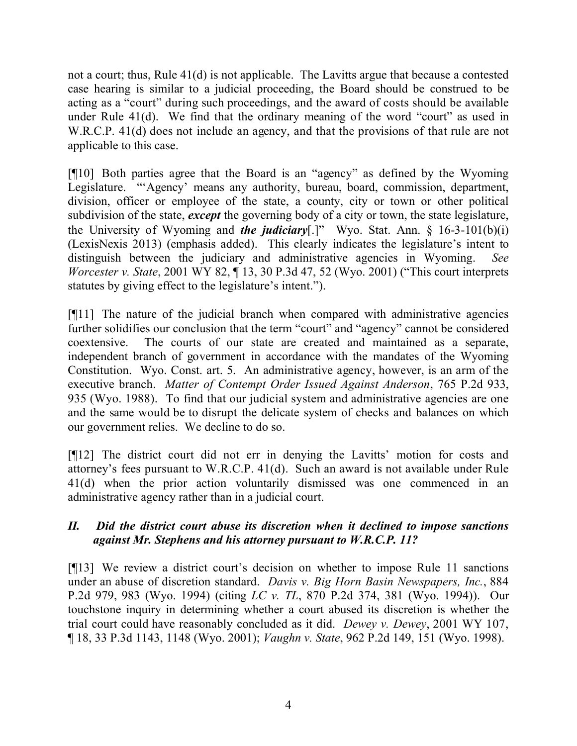not a court; thus, Rule 41(d) is not applicable. The Lavitts argue that because a contested case hearing is similar to a judicial proceeding, the Board should be construed to be acting as a "court" during such proceedings, and the award of costs should be available under Rule 41(d). We find that the ordinary meaning of the word "court" as used in W.R.C.P. 41(d) does not include an agency, and that the provisions of that rule are not applicable to this case.

[¶10] Both parties agree that the Board is an "agency" as defined by the Wyoming Legislature. "'Agency' means any authority, bureau, board, commission, department, division, officer or employee of the state, a county, city or town or other political subdivision of the state, ***except*** the governing body of a city or town, the state legislature, the University of Wyoming and ***the judiciary***[.]" Wyo. Stat. Ann. § 16-3-101(b)(i) (LexisNexis 2013) (emphasis added). This clearly indicates the legislature's intent to distinguish between the judiciary and administrative agencies in Wyoming. *See Worcester v. State*, 2001 WY 82, ¶ 13, 30 P.3d 47, 52 (Wyo. 2001) ("This court interprets statutes by giving effect to the legislature's intent.").

[¶11] The nature of the judicial branch when compared with administrative agencies further solidifies our conclusion that the term "court" and "agency" cannot be considered coextensive. The courts of our state are created and maintained as a separate, independent branch of government in accordance with the mandates of the Wyoming Constitution. Wyo. Const. art. 5. An administrative agency, however, is an arm of the executive branch. *Matter of Contempt Order Issued Against Anderson*, 765 P.2d 933, 935 (Wyo. 1988). To find that our judicial system and administrative agencies are one and the same would be to disrupt the delicate system of checks and balances on which our government relies. We decline to do so.

[¶12] The district court did not err in denying the Lavitts' motion for costs and attorney's fees pursuant to W.R.C.P. 41(d). Such an award is not available under Rule 41(d) when the prior action voluntarily dismissed was one commenced in an administrative agency rather than in a judicial court.

### *II. Did the district court abuse its discretion when it declined to impose sanctions against Mr. Stephens and his attorney pursuant to W.R.C.P. 11?*

[¶13] We review a district court's decision on whether to impose Rule 11 sanctions under an abuse of discretion standard. *Davis v. Big Horn Basin Newspapers, Inc.*, 884 P.2d 979, 983 (Wyo. 1994) (citing *LC v. TL*, 870 P.2d 374, 381 (Wyo. 1994)). Our touchstone inquiry in determining whether a court abused its discretion is whether the trial court could have reasonably concluded as it did. *Dewey v. Dewey*, 2001 WY 107, ¶ 18, 33 P.3d 1143, 1148 (Wyo. 2001); *Vaughn v. State*, 962 P.2d 149, 151 (Wyo. 1998).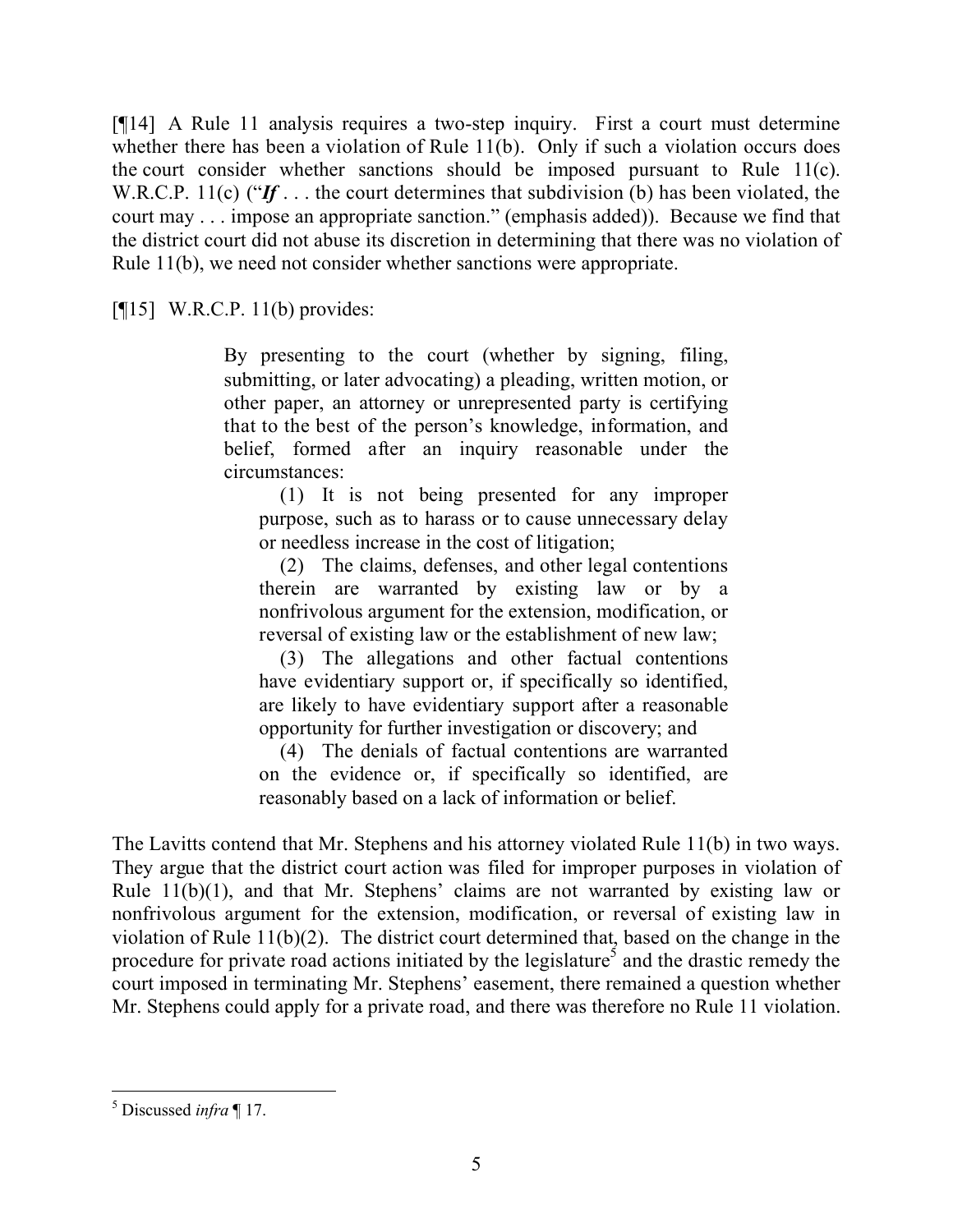[¶14] A Rule 11 analysis requires a two-step inquiry. First a court must determine whether there has been a violation of Rule 11(b). Only if such a violation occurs does the court consider whether sanctions should be imposed pursuant to Rule 11(c). W.R.C.P. 11(c) ("***If*** . . . the court determines that subdivision (b) has been violated, the court may . . . impose an appropriate sanction." (emphasis added)). Because we find that the district court did not abuse its discretion in determining that there was no violation of Rule 11(b), we need not consider whether sanctions were appropriate.

[¶15] W.R.C.P. 11(b) provides:

> By presenting to the court (whether by signing, filing, submitting, or later advocating) a pleading, written motion, or other paper, an attorney or unrepresented party is certifying that to the best of the person's knowledge, information, and belief, formed after an inquiry reasonable under the circumstances:
>
> (1) It is not being presented for any improper purpose, such as to harass or to cause unnecessary delay or needless increase in the cost of litigation;
>
> (2) The claims, defenses, and other legal contentions therein are warranted by existing law or by a nonfrivolous argument for the extension, modification, or reversal of existing law or the establishment of new law;
>
> (3) The allegations and other factual contentions have evidentiary support or, if specifically so identified, are likely to have evidentiary support after a reasonable opportunity for further investigation or discovery; and
>
> (4) The denials of factual contentions are warranted on the evidence or, if specifically so identified, are reasonably based on a lack of information or belief.

The Lavitts contend that Mr. Stephens and his attorney violated Rule 11(b) in two ways. They argue that the district court action was filed for improper purposes in violation of Rule 11(b)(1), and that Mr. Stephens' claims are not warranted by existing law or nonfrivolous argument for the extension, modification, or reversal of existing law in violation of Rule 11(b)(2). The district court determined that, based on the change in the procedure for private road actions initiated by the legislature[5] and the drastic remedy the court imposed in terminating Mr. Stephens' easement, there remained a question whether Mr. Stephens could apply for a private road, and there was therefore no Rule 11 violation.

[5] Discussed *infra* ¶ 17.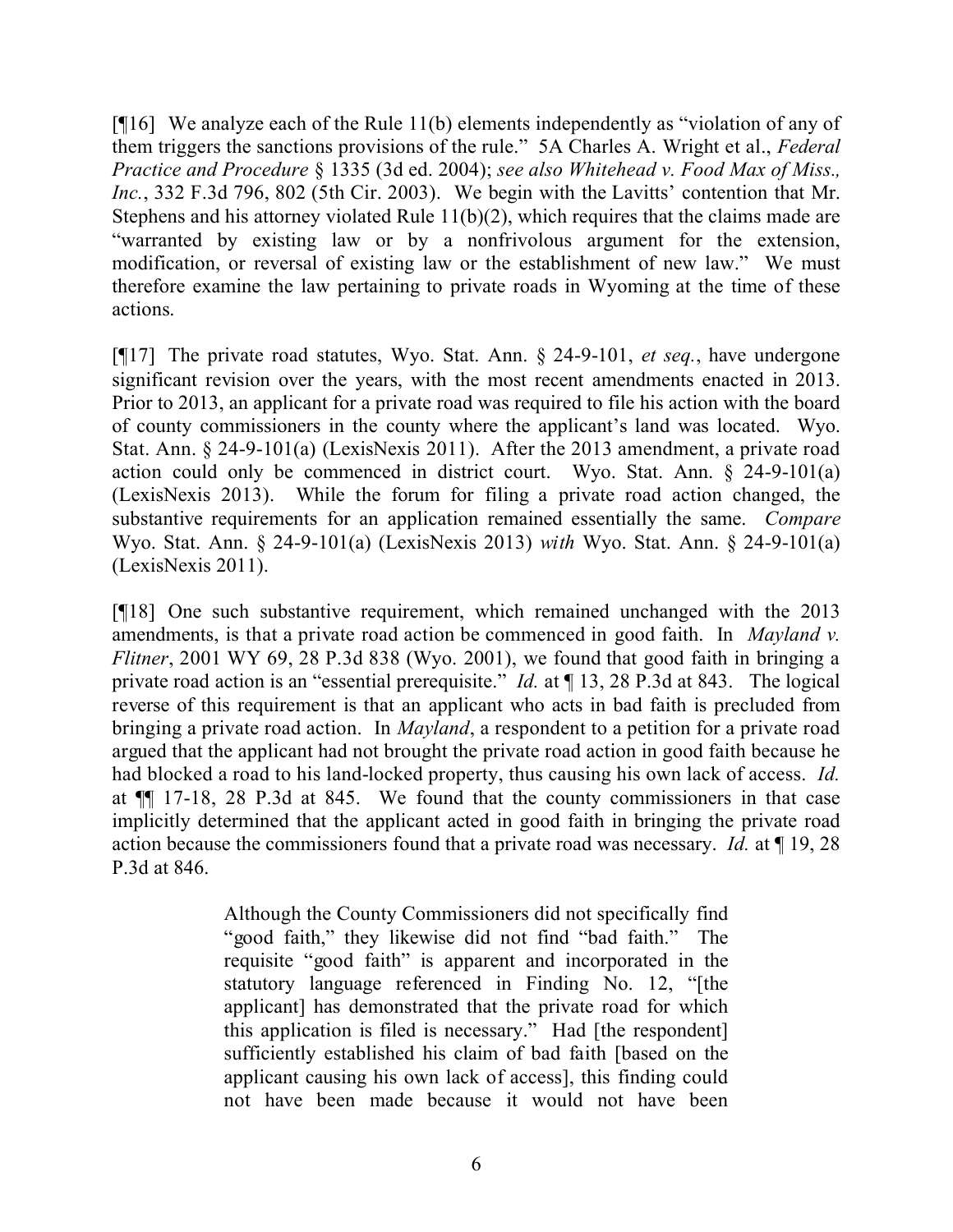[¶16] We analyze each of the Rule 11(b) elements independently as "violation of any of them triggers the sanctions provisions of the rule." 5A Charles A. Wright et al., *Federal Practice and Procedure* § 1335 (3d ed. 2004); *see also Whitehead v. Food Max of Miss., Inc.*, 332 F.3d 796, 802 (5th Cir. 2003). We begin with the Lavitts' contention that Mr. Stephens and his attorney violated Rule 11(b)(2), which requires that the claims made are "warranted by existing law or by a nonfrivolous argument for the extension, modification, or reversal of existing law or the establishment of new law." We must therefore examine the law pertaining to private roads in Wyoming at the time of these actions.

[¶17] The private road statutes, Wyo. Stat. Ann. § 24-9-101, *et seq.*, have undergone significant revision over the years, with the most recent amendments enacted in 2013. Prior to 2013, an applicant for a private road was required to file his action with the board of county commissioners in the county where the applicant's land was located. Wyo. Stat. Ann. § 24-9-101(a) (LexisNexis 2011). After the 2013 amendment, a private road action could only be commenced in district court. Wyo. Stat. Ann. § 24-9-101(a) (LexisNexis 2013). While the forum for filing a private road action changed, the substantive requirements for an application remained essentially the same. *Compare* Wyo. Stat. Ann. § 24-9-101(a) (LexisNexis 2013) *with* Wyo. Stat. Ann. § 24-9-101(a) (LexisNexis 2011).

[¶18] One such substantive requirement, which remained unchanged with the 2013 amendments, is that a private road action be commenced in good faith. In *Mayland v. Flitner*, 2001 WY 69, 28 P.3d 838 (Wyo. 2001), we found that good faith in bringing a private road action is an "essential prerequisite." *Id.* at ¶ 13, 28 P.3d at 843. The logical reverse of this requirement is that an applicant who acts in bad faith is precluded from bringing a private road action. In *Mayland*, a respondent to a petition for a private road argued that the applicant had not brought the private road action in good faith because he had blocked a road to his land-locked property, thus causing his own lack of access. *Id.* at ¶¶ 17-18, 28 P.3d at 845. We found that the county commissioners in that case implicitly determined that the applicant acted in good faith in bringing the private road action because the commissioners found that a private road was necessary. *Id.* at ¶ 19, 28 P.3d at 846.

> Although the County Commissioners did not specifically find "good faith," they likewise did not find "bad faith." The requisite "good faith" is apparent and incorporated in the statutory language referenced in Finding No. 12, "[the applicant] has demonstrated that the private road for which this application is filed is necessary." Had [the respondent] sufficiently established his claim of bad faith [based on the applicant causing his own lack of access], this finding could not have been made because it would not have been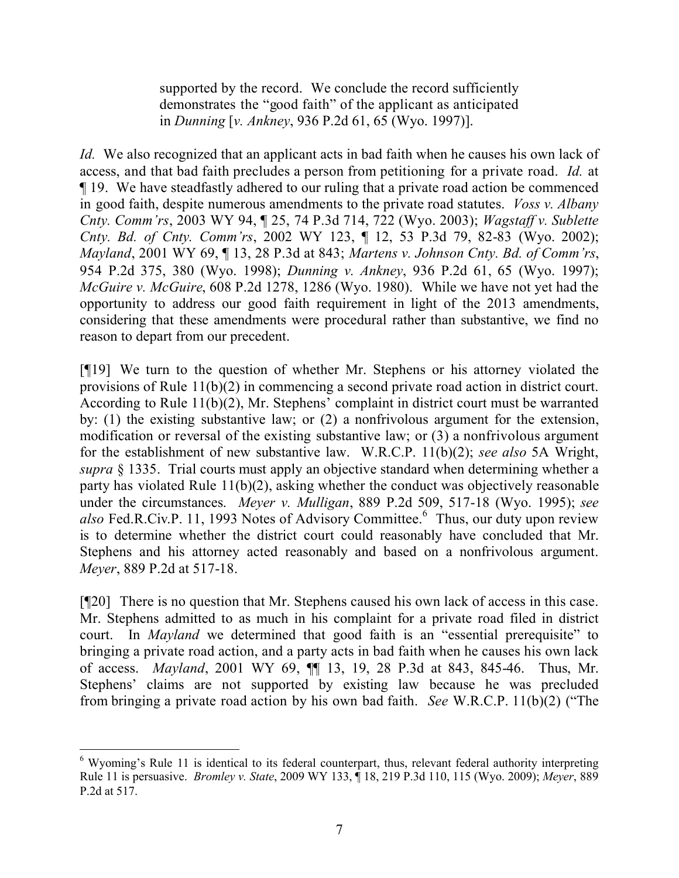> supported by the record. We conclude the record sufficiently demonstrates the "good faith" of the applicant as anticipated in *Dunning* [*v. Ankney*, 936 P.2d 61, 65 (Wyo. 1997)].

*Id.* We also recognized that an applicant acts in bad faith when he causes his own lack of access, and that bad faith precludes a person from petitioning for a private road. *Id.* at ¶ 19. We have steadfastly adhered to our ruling that a private road action be commenced in good faith, despite numerous amendments to the private road statutes. *Voss v. Albany Cnty. Comm'rs*, 2003 WY 94, ¶ 25, 74 P.3d 714, 722 (Wyo. 2003); *Wagstaff v. Sublette Cnty. Bd. of Cnty. Comm'rs*, 2002 WY 123, ¶ 12, 53 P.3d 79, 82-83 (Wyo. 2002); *Mayland*, 2001 WY 69, ¶ 13, 28 P.3d at 843; *Martens v. Johnson Cnty. Bd. of Comm'rs*, 954 P.2d 375, 380 (Wyo. 1998); *Dunning v. Ankney*, 936 P.2d 61, 65 (Wyo. 1997); *McGuire v. McGuire*, 608 P.2d 1278, 1286 (Wyo. 1980). While we have not yet had the opportunity to address our good faith requirement in light of the 2013 amendments, considering that these amendments were procedural rather than substantive, we find no reason to depart from our precedent.

[¶19] We turn to the question of whether Mr. Stephens or his attorney violated the provisions of Rule 11(b)(2) in commencing a second private road action in district court. According to Rule 11(b)(2), Mr. Stephens' complaint in district court must be warranted by: (1) the existing substantive law; or (2) a nonfrivolous argument for the extension, modification or reversal of the existing substantive law; or (3) a nonfrivolous argument for the establishment of new substantive law. W.R.C.P. 11(b)(2); *see also* 5A Wright, *supra* § 1335. Trial courts must apply an objective standard when determining whether a party has violated Rule 11(b)(2), asking whether the conduct was objectively reasonable under the circumstances. *Meyer v. Mulligan*, 889 P.2d 509, 517-18 (Wyo. 1995); *see also* Fed.R.Civ.P. 11, 1993 Notes of Advisory Committee.[6] Thus, our duty upon review is to determine whether the district court could reasonably have concluded that Mr. Stephens and his attorney acted reasonably and based on a nonfrivolous argument. *Meyer*, 889 P.2d at 517-18.

[¶20] There is no question that Mr. Stephens caused his own lack of access in this case. Mr. Stephens admitted to as much in his complaint for a private road filed in district court. In *Mayland* we determined that good faith is an "essential prerequisite" to bringing a private road action, and a party acts in bad faith when he causes his own lack of access. *Mayland*, 2001 WY 69, ¶¶ 13, 19, 28 P.3d at 843, 845-46. Thus, Mr. Stephens' claims are not supported by existing law because he was precluded from bringing a private road action by his own bad faith. *See* W.R.C.P. 11(b)(2) ("The

---

[6] Wyoming's Rule 11 is identical to its federal counterpart, thus, relevant federal authority interpreting Rule 11 is persuasive. *Bromley v. State*, 2009 WY 133, ¶ 18, 219 P.3d 110, 115 (Wyo. 2009); *Meyer*, 889 P.2d at 517.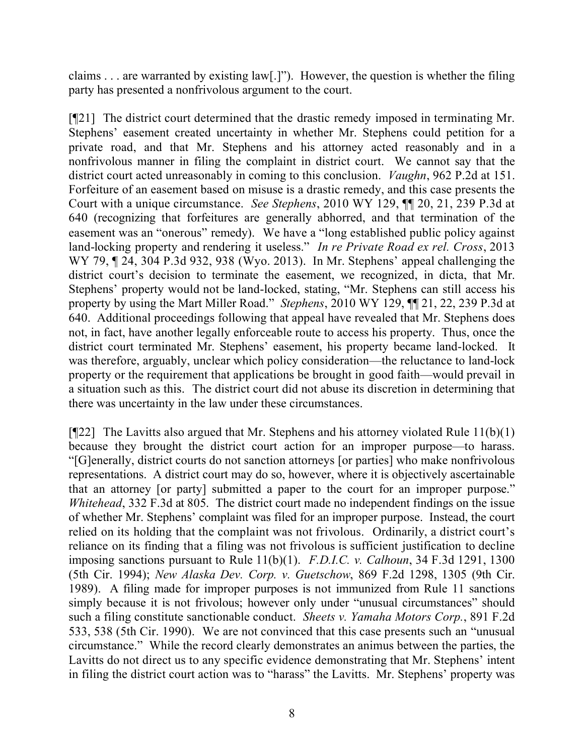claims . . . are warranted by existing law[.]"). However, the question is whether the filing party has presented a nonfrivolous argument to the court.

[¶21] The district court determined that the drastic remedy imposed in terminating Mr. Stephens' easement created uncertainty in whether Mr. Stephens could petition for a private road, and that Mr. Stephens and his attorney acted reasonably and in a nonfrivolous manner in filing the complaint in district court. We cannot say that the district court acted unreasonably in coming to this conclusion. *Vaughn*, 962 P.2d at 151. Forfeiture of an easement based on misuse is a drastic remedy, and this case presents the Court with a unique circumstance. *See Stephens*, 2010 WY 129, ¶¶ 20, 21, 239 P.3d at 640 (recognizing that forfeitures are generally abhorred, and that termination of the easement was an "onerous" remedy). We have a "long established public policy against land-locking property and rendering it useless." *In re Private Road ex rel. Cross*, 2013 WY 79, ¶ 24, 304 P.3d 932, 938 (Wyo. 2013). In Mr. Stephens' appeal challenging the district court's decision to terminate the easement, we recognized, in dicta, that Mr. Stephens' property would not be land-locked, stating, "Mr. Stephens can still access his property by using the Mart Miller Road." *Stephens*, 2010 WY 129, ¶¶ 21, 22, 239 P.3d at 640. Additional proceedings following that appeal have revealed that Mr. Stephens does not, in fact, have another legally enforceable route to access his property. Thus, once the district court terminated Mr. Stephens' easement, his property became land-locked. It was therefore, arguably, unclear which policy consideration—the reluctance to land-lock property or the requirement that applications be brought in good faith—would prevail in a situation such as this. The district court did not abuse its discretion in determining that there was uncertainty in the law under these circumstances.

[¶22] The Lavitts also argued that Mr. Stephens and his attorney violated Rule 11(b)(1) because they brought the district court action for an improper purpose—to harass. "[G]enerally, district courts do not sanction attorneys [or parties] who make nonfrivolous representations. A district court may do so, however, where it is objectively ascertainable that an attorney [or party] submitted a paper to the court for an improper purpose." *Whitehead*, 332 F.3d at 805. The district court made no independent findings on the issue of whether Mr. Stephens' complaint was filed for an improper purpose. Instead, the court relied on its holding that the complaint was not frivolous. Ordinarily, a district court's reliance on its finding that a filing was not frivolous is sufficient justification to decline imposing sanctions pursuant to Rule 11(b)(1). *F.D.I.C. v. Calhoun*, 34 F.3d 1291, 1300 (5th Cir. 1994); *New Alaska Dev. Corp. v. Guetschow*, 869 F.2d 1298, 1305 (9th Cir. 1989). A filing made for improper purposes is not immunized from Rule 11 sanctions simply because it is not frivolous; however only under "unusual circumstances" should such a filing constitute sanctionable conduct. *Sheets v. Yamaha Motors Corp.*, 891 F.2d 533, 538 (5th Cir. 1990). We are not convinced that this case presents such an "unusual circumstance." While the record clearly demonstrates an animus between the parties, the Lavitts do not direct us to any specific evidence demonstrating that Mr. Stephens' intent in filing the district court action was to "harass" the Lavitts. Mr. Stephens' property was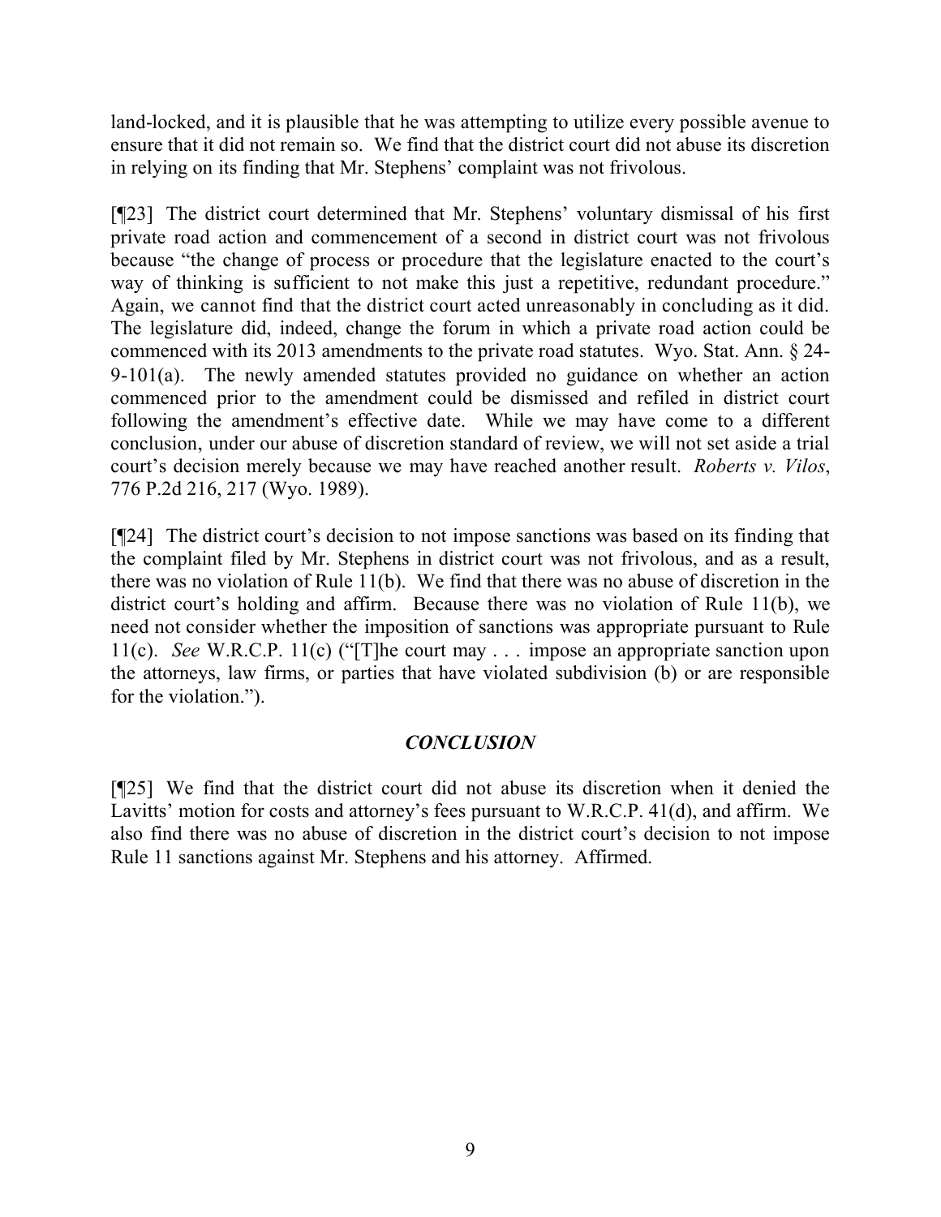land-locked, and it is plausible that he was attempting to utilize every possible avenue to ensure that it did not remain so. We find that the district court did not abuse its discretion in relying on its finding that Mr. Stephens' complaint was not frivolous.

[¶23] The district court determined that Mr. Stephens' voluntary dismissal of his first private road action and commencement of a second in district court was not frivolous because "the change of process or procedure that the legislature enacted to the court's way of thinking is sufficient to not make this just a repetitive, redundant procedure." Again, we cannot find that the district court acted unreasonably in concluding as it did. The legislature did, indeed, change the forum in which a private road action could be commenced with its 2013 amendments to the private road statutes. Wyo. Stat. Ann. § 24-9-101(a). The newly amended statutes provided no guidance on whether an action commenced prior to the amendment could be dismissed and refiled in district court following the amendment's effective date. While we may have come to a different conclusion, under our abuse of discretion standard of review, we will not set aside a trial court's decision merely because we may have reached another result. *Roberts v. Vilos*, 776 P.2d 216, 217 (Wyo. 1989).

[¶24] The district court's decision to not impose sanctions was based on its finding that the complaint filed by Mr. Stephens in district court was not frivolous, and as a result, there was no violation of Rule 11(b). We find that there was no abuse of discretion in the district court's holding and affirm. Because there was no violation of Rule 11(b), we need not consider whether the imposition of sanctions was appropriate pursuant to Rule 11(c). *See* W.R.C.P. 11(c) ("[T]he court may . . . impose an appropriate sanction upon the attorneys, law firms, or parties that have violated subdivision (b) or are responsible for the violation.").

## *CONCLUSION*

[¶25] We find that the district court did not abuse its discretion when it denied the Lavitts' motion for costs and attorney's fees pursuant to W.R.C.P. 41(d), and affirm. We also find there was no abuse of discretion in the district court's decision to not impose Rule 11 sanctions against Mr. Stephens and his attorney. Affirmed.